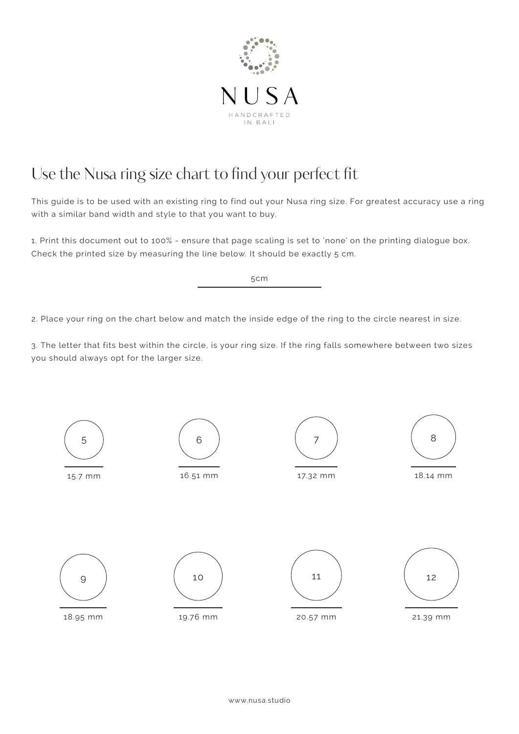NUSA

HANDCRAFTED IN BALI

# Use the Nusa ring size chart to find your perfect fit

This guide is to be used with an existing ring to find out your Nusa ring size. For greatest accuracy use a ring with a similar band width and style to that you want to buy.

1. Print this document out to 100% - ensure that page scaling is set to 'none' on the printing dialogue box. Check the printed size by measuring the line below. It should be exactly 5 cm.

5cm

2. Place your ring on the chart below and match the inside edge of the ring to the circle nearest in size.

3. The letter that fits best within the circle, is your ring size. If the ring falls somewhere between two sizes you should always opt for the larger size.

| Size | Diameter |
|---|---|
| 5 | 15.7 mm |
| 6 | 16.51 mm |
| 7 | 17.32 mm |
| 8 | 18.14 mm |
| 9 | 18.95 mm |
| 10 | 19.76 mm |
| 11 | 20.57 mm |
| 12 | 21.39 mm |

www.nusa.studio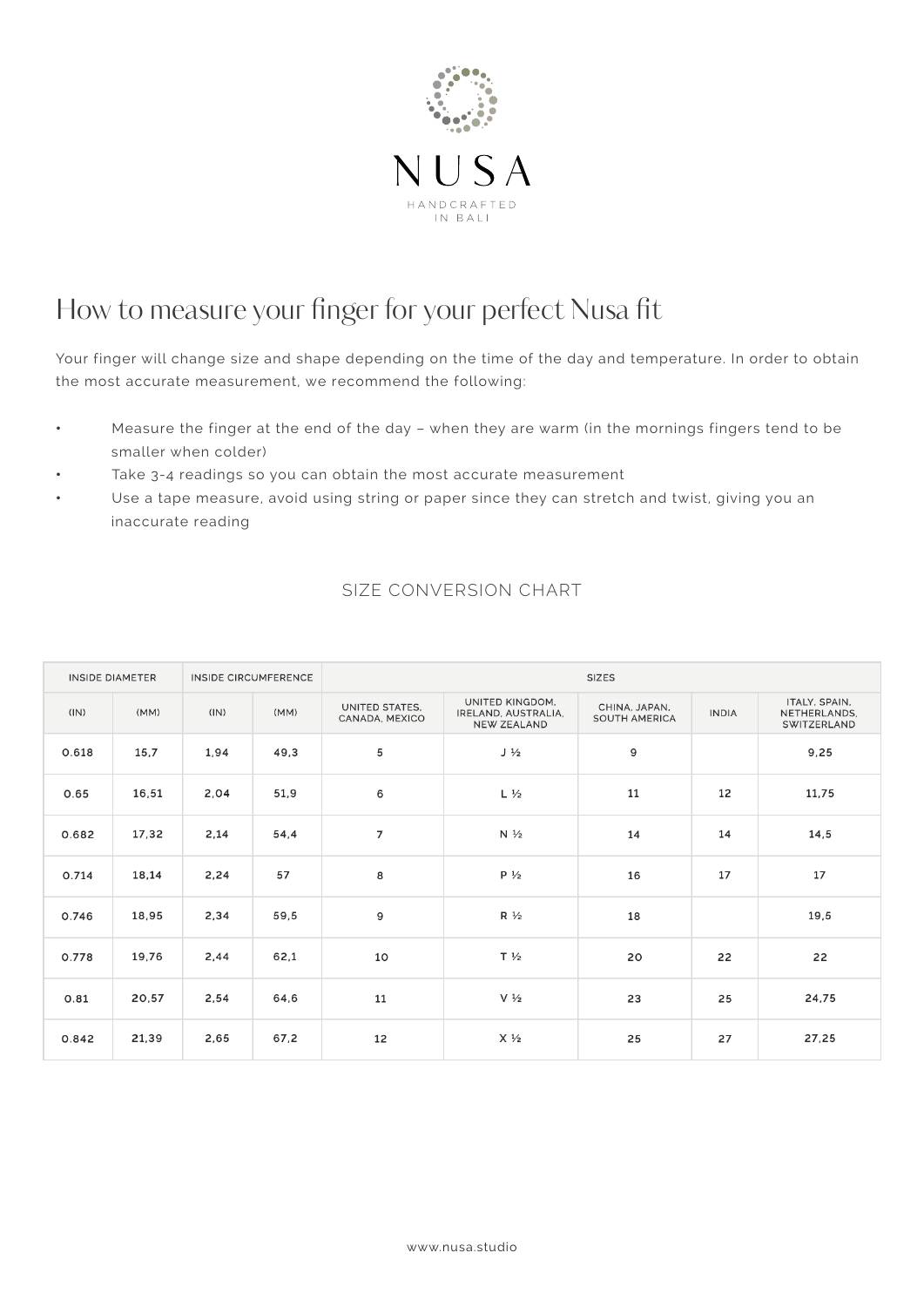NUSA

HANDCRAFTED IN BALI

# How to measure your finger for your perfect Nusa fit

Your finger will change size and shape depending on the time of the day and temperature. In order to obtain the most accurate measurement, we recommend the following:

- Measure the finger at the end of the day – when they are warm (in the mornings fingers tend to be smaller when colder)
- Take 3-4 readings so you can obtain the most accurate measurement
- Use a tape measure, avoid using string or paper since they can stretch and twist, giving you an inaccurate reading

## SIZE CONVERSION CHART

| INSIDE DIAMETER | | INSIDE CIRCUMFERENCE | | SIZES | | | | |
|---|---|---|---|---|---|---|---|---|
| (IN) | (MM) | (IN) | (MM) | UNITED STATES, CANADA, MEXICO | UNITED KINGDOM, IRELAND, AUSTRALIA, NEW ZEALAND | CHINA, JAPAN, SOUTH AMERICA | INDIA | ITALY, SPAIN, NETHERLANDS, SWITZERLAND |
| 0.618 | 15,7 | 1,94 | 49,3 | 5 | J ½ | 9 | | 9,25 |
| 0.65 | 16,51 | 2,04 | 51,9 | 6 | L ½ | 11 | 12 | 11,75 |
| 0.682 | 17,32 | 2,14 | 54,4 | 7 | N ½ | 14 | 14 | 14,5 |
| 0.714 | 18,14 | 2,24 | 57 | 8 | P ½ | 16 | 17 | 17 |
| 0.746 | 18,95 | 2,34 | 59,5 | 9 | R ½ | 18 | | 19,5 |
| 0.778 | 19,76 | 2,44 | 62,1 | 10 | T ½ | 20 | 22 | 22 |
| 0.81 | 20,57 | 2,54 | 64,6 | 11 | V ½ | 23 | 25 | 24,75 |
| 0.842 | 21,39 | 2,65 | 67,2 | 12 | X ½ | 25 | 27 | 27,25 |

www.nusa.studio